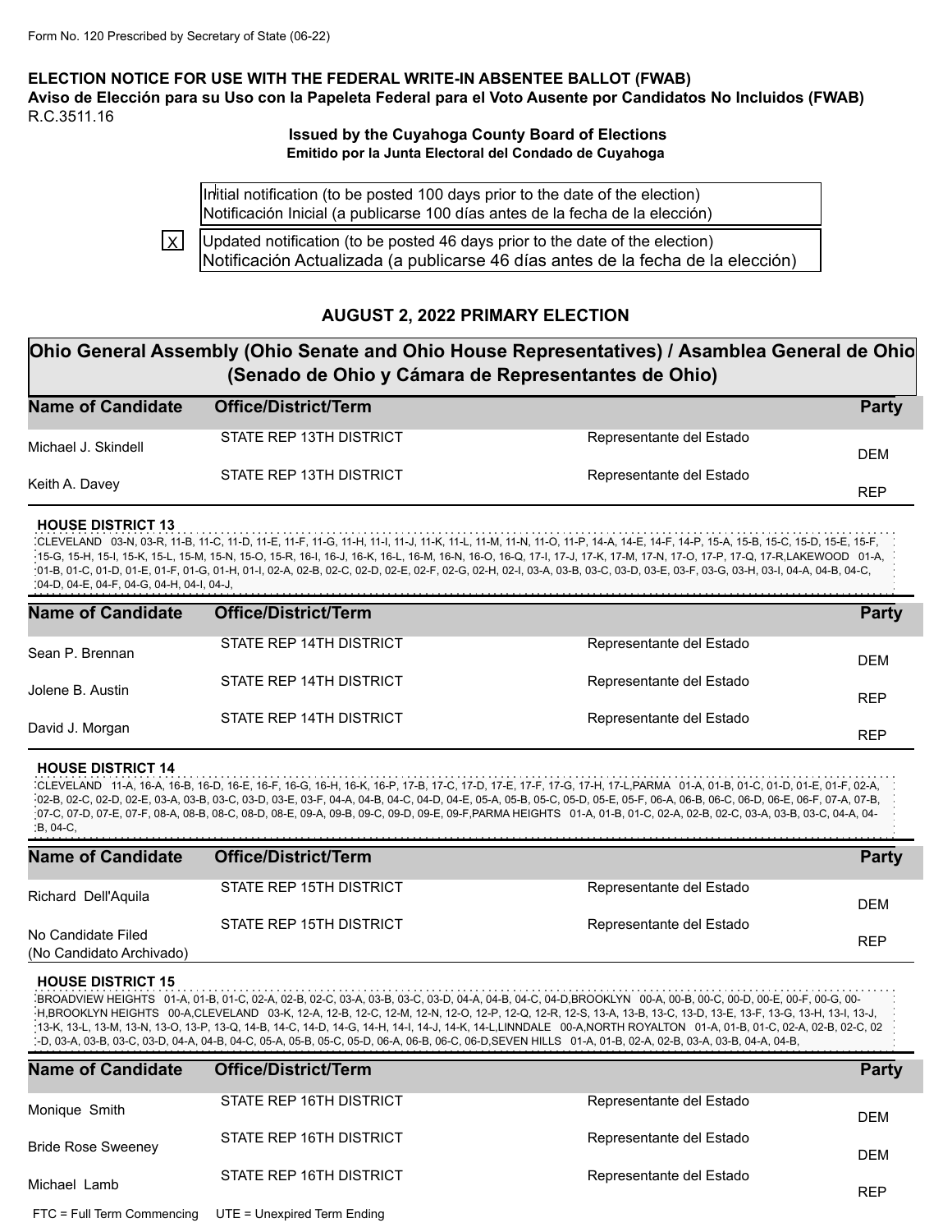Form No. 120 Prescribed by Secretary of State (06-22)

**ELECTION NOTICE FOR USE WITH THE FEDERAL WRITE-IN ABSENTEE BALLOT (FWAB)**
**Aviso de Elección para su Uso con la Papeleta Federal para el Voto Ausente por Candidatos No Incluidos (FWAB)**
R.C.3511.16

**Issued by the Cuyahoga County Board of Elections**
**Emitido por la Junta Electoral del Condado de Cuyahoga**

[ ] Initial notification (to be posted 100 days prior to the date of the election)
Notificación Inicial (a publicarse 100 días antes de la fecha de la elección)

[X] Updated notification (to be posted 46 days prior to the date of the election)
Notificación Actualizada (a publicarse 46 días antes de la fecha de la elección)

## AUGUST 2, 2022 PRIMARY ELECTION

## Ohio General Assembly (Ohio Senate and Ohio House Representatives) / Asamblea General de Ohio (Senado de Ohio y Cámara de Representantes de Ohio)

| Name of Candidate | Office/District/Term | | Party |
|---|---|---|---|
| Michael J. Skindell | STATE REP 13TH DISTRICT | Representante del Estado | DEM |
| Keith A. Davey | STATE REP 13TH DISTRICT | Representante del Estado | REP |

**HOUSE DISTRICT 13**
CLEVELAND 03-N, 03-R, 11-B, 11-C, 11-D, 11-E, 11-F, 11-G, 11-H, 11-I, 11-J, 11-K, 11-L, 11-M, 11-N, 11-O, 11-P, 14-A, 14-E, 14-F, 14-P, 15-A, 15-B, 15-C, 15-D, 15-E, 15-F, 15-G, 15-H, 15-I, 15-K, 15-L, 15-M, 15-N, 15-O, 15-R, 16-I, 16-J, 16-K, 16-L, 16-M, 16-N, 16-O, 16-Q, 17-I, 17-J, 17-K, 17-M, 17-N, 17-O, 17-P, 17-Q, 17-R,LAKEWOOD 01-A, 01-B, 01-C, 01-D, 01-E, 01-F, 01-G, 01-H, 01-I, 02-A, 02-B, 02-C, 02-D, 02-E, 02-F, 02-G, 02-H, 02-I, 03-A, 03-B, 03-C, 03-D, 03-E, 03-F, 03-G, 03-H, 03-I, 04-A, 04-B, 04-C, 04-D, 04-E, 04-F, 04-G, 04-H, 04-I, 04-J,

| Name of Candidate | Office/District/Term | | Party |
|---|---|---|---|
| Sean P. Brennan | STATE REP 14TH DISTRICT | Representante del Estado | DEM |
| Jolene B. Austin | STATE REP 14TH DISTRICT | Representante del Estado | REP |
| David J. Morgan | STATE REP 14TH DISTRICT | Representante del Estado | REP |

**HOUSE DISTRICT 14**
CLEVELAND 11-A, 16-A, 16-B, 16-D, 16-E, 16-F, 16-G, 16-H, 16-K, 16-P, 17-B, 17-C, 17-D, 17-E, 17-F, 17-G, 17-H, 17-L,PARMA 01-A, 01-B, 01-C, 01-D, 01-E, 01-F, 02-A, 02-B, 02-C, 02-D, 02-E, 03-A, 03-B, 03-C, 03-D, 03-E, 03-F, 04-A, 04-B, 04-C, 04-D, 04-E, 05-A, 05-B, 05-C, 05-D, 05-E, 05-F, 06-A, 06-B, 06-C, 06-D, 06-E, 06-F, 07-A, 07-B, 07-C, 07-D, 07-E, 07-F, 08-A, 08-B, 08-C, 08-D, 08-E, 09-A, 09-B, 09-C, 09-D, 09-E, 09-F,PARMA HEIGHTS 01-A, 01-B, 01-C, 02-A, 02-B, 02-C, 03-A, 03-B, 03-C, 04-A, 04-B, 04-C,

| Name of Candidate | Office/District/Term | | Party |
|---|---|---|---|
| Richard Dell'Aquila | STATE REP 15TH DISTRICT | Representante del Estado | DEM |
| No Candidate Filed (No Candidato Archivado) | STATE REP 15TH DISTRICT | Representante del Estado | REP |

**HOUSE DISTRICT 15**
BROADVIEW HEIGHTS 01-A, 01-B, 01-C, 02-A, 02-B, 02-C, 03-A, 03-B, 03-C, 03-D, 04-A, 04-B, 04-C, 04-D,BROOKLYN 00-A, 00-B, 00-C, 00-D, 00-E, 00-F, 00-G, 00-H,BROOKLYN HEIGHTS 00-A,CLEVELAND 03-K, 12-A, 12-B, 12-C, 12-M, 12-N, 12-O, 12-P, 12-Q, 12-R, 12-S, 13-A, 13-B, 13-C, 13-D, 13-E, 13-F, 13-G, 13-H, 13-I, 13-J, 13-K, 13-L, 13-M, 13-N, 13-O, 13-P, 13-Q, 14-B, 14-C, 14-D, 14-G, 14-H, 14-I, 14-J, 14-K, 14-L,LINNDALE 00-A,NORTH ROYALTON 01-A, 01-B, 01-C, 02-A, 02-B, 02-C, 02-D, 03-A, 03-B, 03-C, 03-D, 04-A, 04-B, 04-C, 05-A, 05-B, 05-C, 05-D, 06-A, 06-B, 06-C, 06-D,SEVEN HILLS 01-A, 01-B, 02-A, 02-B, 03-A, 03-B, 04-A, 04-B,

| Name of Candidate | Office/District/Term | | Party |
|---|---|---|---|
| Monique Smith | STATE REP 16TH DISTRICT | Representante del Estado | DEM |
| Bride Rose Sweeney | STATE REP 16TH DISTRICT | Representante del Estado | DEM |
| Michael Lamb | STATE REP 16TH DISTRICT | Representante del Estado | REP |

FTC = Full Term Commencing UTE = Unexpired Term Ending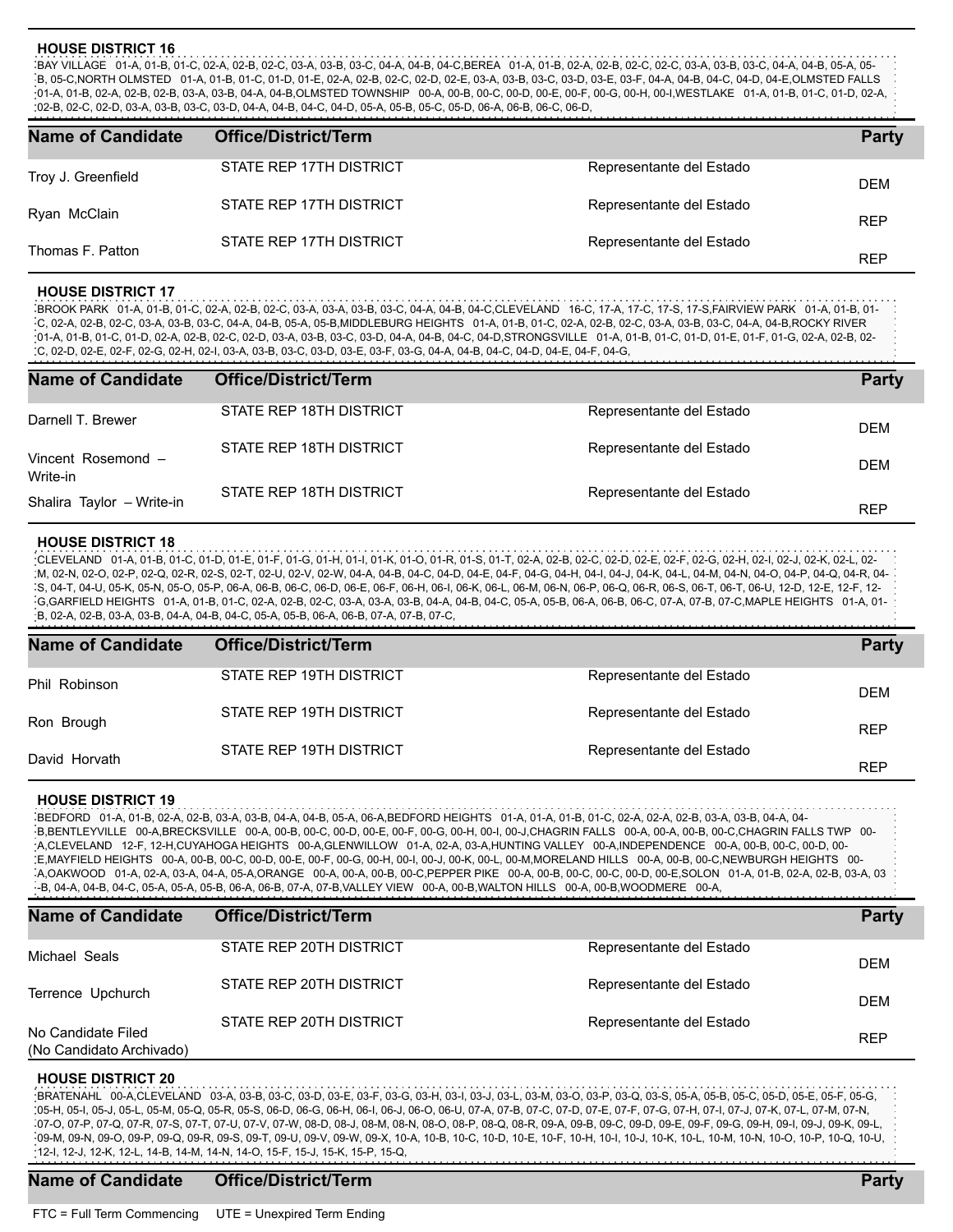### HOUSE DISTRICT 16

BAY VILLAGE 01-A, 01-B, 01-C, 02-A, 02-B, 02-C, 03-A, 03-B, 03-C, 04-A, 04-B, 04-C,BEREA 01-A, 01-B, 02-A, 02-B, 02-C, 02-C, 03-A, 03-B, 03-C, 04-A, 04-B, 05-A, 05-B, 05-C,NORTH OLMSTED 01-A, 01-B, 01-C, 01-D, 01-E, 02-A, 02-B, 02-C, 02-D, 02-E, 03-A, 03-B, 03-C, 03-D, 03-E, 03-F, 04-A, 04-B, 04-C, 04-D, 04-E,OLMSTED FALLS 01-A, 01-B, 02-A, 02-B, 02-B, 03-A, 03-B, 04-A, 04-B,OLMSTED TOWNSHIP 00-A, 00-B, 00-C, 00-D, 00-E, 00-F, 00-G, 00-H, 00-I,WESTLAKE 01-A, 01-B, 01-C, 01-D, 02-A, 02-B, 02-C, 02-D, 03-A, 03-B, 03-C, 03-D, 04-A, 04-B, 04-C, 04-D, 05-A, 05-B, 05-C, 05-D, 06-A, 06-B, 06-C, 06-D,

| Name of Candidate | Office/District/Term | | Party |
|---|---|---|---|
| Troy J. Greenfield | STATE REP 17TH DISTRICT | Representante del Estado | DEM |
| Ryan McClain | STATE REP 17TH DISTRICT | Representante del Estado | REP |
| Thomas F. Patton | STATE REP 17TH DISTRICT | Representante del Estado | REP |

### HOUSE DISTRICT 17

BROOK PARK 01-A, 01-B, 01-C, 02-A, 02-B, 02-C, 03-A, 03-A, 03-B, 03-C, 04-A, 04-B, 04-C,CLEVELAND 16-C, 17-A, 17-C, 17-S, 17-S,FAIRVIEW PARK 01-A, 01-B, 01-C, 02-A, 02-B, 02-C, 03-A, 03-B, 03-C, 04-A, 04-B, 05-A, 05-B,MIDDLEBURG HEIGHTS 01-A, 01-B, 01-C, 02-A, 02-B, 02-C, 03-A, 03-B, 03-C, 04-A, 04-B,ROCKY RIVER 01-A, 01-B, 01-C, 01-D, 02-A, 02-B, 02-C, 02-D, 03-A, 03-B, 03-C, 03-D, 04-A, 04-B, 04-C, 04-D,STRONGSVILLE 01-A, 01-B, 01-C, 01-D, 01-E, 01-F, 01-G, 02-A, 02-B, 02-C, 02-D, 02-E, 02-F, 02-G, 02-H, 02-I, 03-A, 03-B, 03-C, 03-D, 03-E, 03-F, 03-G, 04-A, 04-B, 04-C, 04-D, 04-E, 04-F, 04-G,

| Name of Candidate | Office/District/Term | | Party |
|---|---|---|---|
| Darnell T. Brewer | STATE REP 18TH DISTRICT | Representante del Estado | DEM |
| Vincent Rosemond – Write-in | STATE REP 18TH DISTRICT | Representante del Estado | DEM |
| Shalira Taylor – Write-in | STATE REP 18TH DISTRICT | Representante del Estado | REP |

### HOUSE DISTRICT 18

CLEVELAND 01-A, 01-B, 01-C, 01-D, 01-E, 01-F, 01-G, 01-H, 01-I, 01-K, 01-O, 01-R, 01-S, 01-T, 02-A, 02-B, 02-C, 02-D, 02-E, 02-F, 02-G, 02-H, 02-I, 02-J, 02-K, 02-L, 02-M, 02-N, 02-O, 02-P, 02-Q, 02-R, 02-S, 02-T, 02-U, 02-V, 02-W, 04-A, 04-B, 04-C, 04-D, 04-E, 04-F, 04-G, 04-H, 04-I, 04-J, 04-K, 04-L, 04-M, 04-N, 04-O, 04-P, 04-Q, 04-R, 04-S, 04-T, 04-U, 05-K, 05-N, 05-O, 05-P, 06-A, 06-B, 06-C, 06-D, 06-E, 06-F, 06-H, 06-I, 06-K, 06-L, 06-M, 06-N, 06-P, 06-Q, 06-R, 06-S, 06-T, 06-T, 06-U, 12-D, 12-E, 12-F, 12-G,GARFIELD HEIGHTS 01-A, 01-B, 01-C, 02-A, 02-B, 02-C, 03-A, 03-A, 03-B, 04-A, 04-B, 04-C, 05-A, 05-B, 06-A, 06-B, 06-C, 07-A, 07-B, 07-C,MAPLE HEIGHTS 01-A, 01-B, 02-A, 02-B, 03-A, 03-B, 04-A, 04-B, 04-C, 05-A, 05-B, 06-A, 06-B, 07-A, 07-B, 07-C,

| Name of Candidate | Office/District/Term | | Party |
|---|---|---|---|
| Phil Robinson | STATE REP 19TH DISTRICT | Representante del Estado | DEM |
| Ron Brough | STATE REP 19TH DISTRICT | Representante del Estado | REP |
| David Horvath | STATE REP 19TH DISTRICT | Representante del Estado | REP |

### HOUSE DISTRICT 19

BEDFORD 01-A, 01-B, 02-A, 02-B, 03-A, 03-B, 04-A, 04-B, 05-A, 06-A,BEDFORD HEIGHTS 01-A, 01-A, 01-B, 01-C, 02-A, 02-A, 02-B, 03-A, 03-B, 04-A, 04-B,BENTLEYVILLE 00-A,BRECKSVILLE 00-A, 00-B, 00-C, 00-D, 00-E, 00-F, 00-G, 00-H, 00-I, 00-J,CHAGRIN FALLS 00-A, 00-A, 00-B, 00-C,CHAGRIN FALLS TWP 00-A,CLEVELAND 12-F, 12-H,CUYAHOGA HEIGHTS 00-A,GLENWILLOW 01-A, 02-A, 03-A,HUNTING VALLEY 00-A,INDEPENDENCE 00-A, 00-B, 00-C, 00-D, 00-E,MAYFIELD HEIGHTS 00-A, 00-B, 00-C, 00-D, 00-E, 00-F, 00-G, 00-H, 00-I, 00-J, 00-K, 00-L, 00-M,MORELAND HILLS 00-A, 00-B, 00-C,NEWBURGH HEIGHTS 00-A,OAKWOOD 01-A, 02-A, 03-A, 04-A, 05-A,ORANGE 00-A, 00-A, 00-B, 00-C,PEPPER PIKE 00-A, 00-B, 00-C, 00-C, 00-D, 00-E,SOLON 01-A, 01-B, 02-A, 02-B, 03-A, 03-B, 04-A, 04-B, 04-C, 05-A, 05-A, 05-B, 06-A, 06-B, 07-A, 07-B,VALLEY VIEW 00-A, 00-B,WALTON HILLS 00-A, 00-B,WOODMERE 00-A,

| Name of Candidate | Office/District/Term | | Party |
|---|---|---|---|
| Michael Seals | STATE REP 20TH DISTRICT | Representante del Estado | DEM |
| Terrence Upchurch | STATE REP 20TH DISTRICT | Representante del Estado | DEM |
| No Candidate Filed (No Candidato Archivado) | STATE REP 20TH DISTRICT | Representante del Estado | REP |

### HOUSE DISTRICT 20

BRATENAHL 00-A,CLEVELAND 03-A, 03-B, 03-C, 03-D, 03-E, 03-F, 03-G, 03-H, 03-I, 03-J, 03-L, 03-M, 03-O, 03-P, 03-Q, 03-S, 05-A, 05-B, 05-C, 05-D, 05-E, 05-F, 05-G, 05-H, 05-I, 05-J, 05-L, 05-M, 05-Q, 05-R, 05-S, 06-D, 06-G, 06-H, 06-I, 06-J, 06-O, 06-U, 07-A, 07-B, 07-C, 07-D, 07-E, 07-F, 07-G, 07-H, 07-I, 07-J, 07-K, 07-L, 07-M, 07-N, 07-O, 07-P, 07-Q, 07-R, 07-S, 07-T, 07-U, 07-V, 07-W, 08-D, 08-J, 08-M, 08-N, 08-O, 08-P, 08-Q, 08-R, 09-A, 09-B, 09-C, 09-D, 09-E, 09-F, 09-G, 09-H, 09-I, 09-J, 09-K, 09-L, 09-M, 09-N, 09-O, 09-P, 09-Q, 09-R, 09-S, 09-T, 09-U, 09-V, 09-W, 09-X, 10-A, 10-B, 10-C, 10-D, 10-E, 10-F, 10-H, 10-I, 10-J, 10-K, 10-L, 10-M, 10-N, 10-O, 10-P, 10-Q, 10-U, 12-I, 12-J, 12-K, 12-L, 14-B, 14-M, 14-N, 14-O, 15-F, 15-J, 15-K, 15-P, 15-Q,

| Name of Candidate | Office/District/Term | | Party |
|---|---|---|---|

FTC = Full Term Commencing UTE = Unexpired Term Ending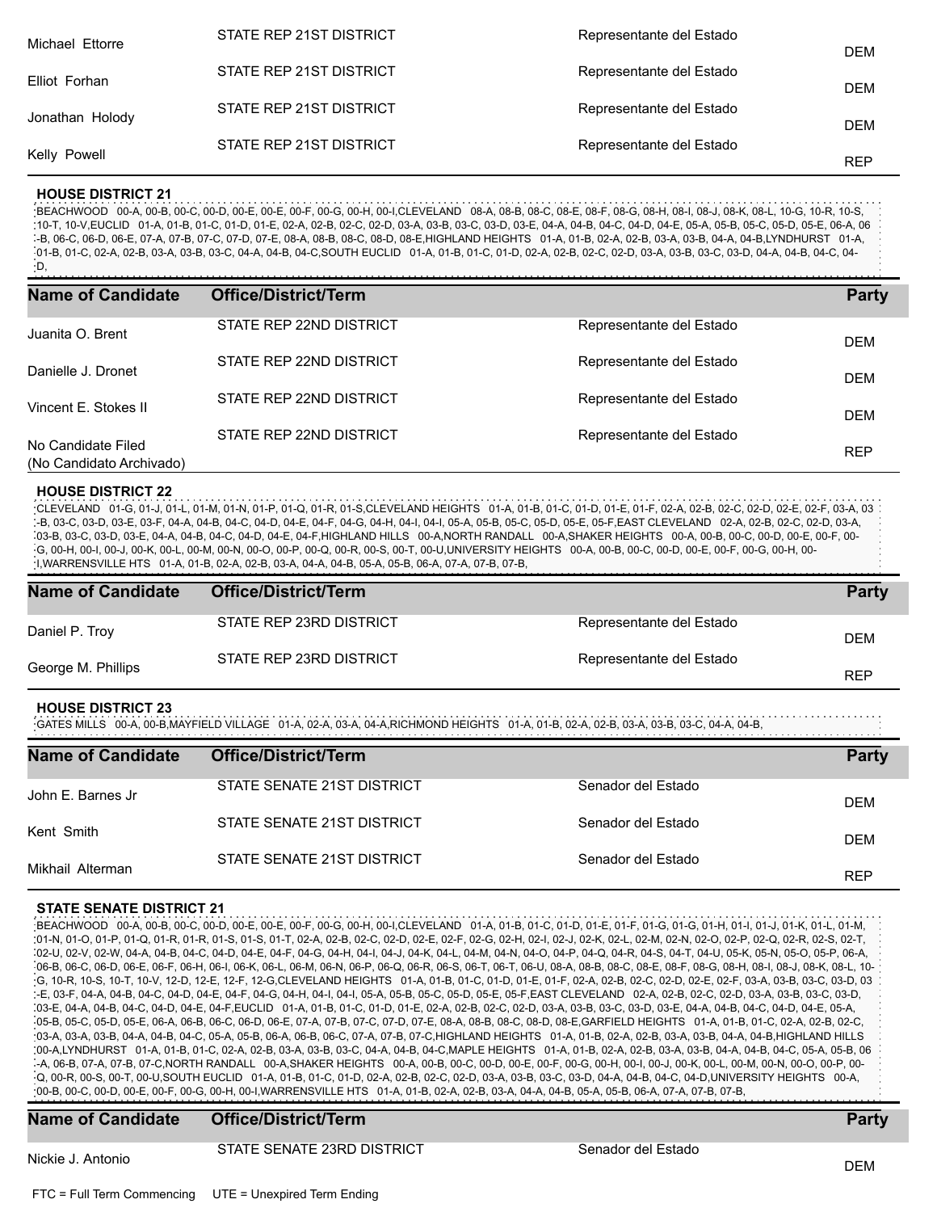| Name of Candidate | Office/District/Term | | Party |
|---|---|---|---|
| Michael Ettorre | STATE REP 21ST DISTRICT | Representante del Estado | DEM |
| Elliot Forhan | STATE REP 21ST DISTRICT | Representante del Estado | DEM |
| Jonathan Holody | STATE REP 21ST DISTRICT | Representante del Estado | DEM |
| Kelly Powell | STATE REP 21ST DISTRICT | Representante del Estado | REP |

**HOUSE DISTRICT 21**

BEACHWOOD 00-A, 00-B, 00-C, 00-D, 00-E, 00-E, 00-F, 00-G, 00-H, 00-I,CLEVELAND 08-A, 08-B, 08-C, 08-E, 08-F, 08-G, 08-H, 08-I, 08-J, 08-K, 08-L, 10-G, 10-R, 10-S, 10-T, 10-V,EUCLID 01-A, 01-B, 01-C, 01-D, 01-E, 02-A, 02-B, 02-C, 02-D, 03-A, 03-B, 03-C, 03-D, 03-E, 04-A, 04-B, 04-C, 04-D, 04-E, 05-A, 05-B, 05-C, 05-D, 05-E, 06-A, 06-B, 06-C, 06-D, 06-E, 07-A, 07-B, 07-C, 07-D, 07-E, 08-A, 08-B, 08-C, 08-D, 08-E,HIGHLAND HEIGHTS 01-A, 01-B, 02-A, 02-B, 03-A, 03-B, 04-A, 04-B,LYNDHURST 01-A, 01-B, 01-C, 02-A, 02-B, 03-A, 03-B, 03-C, 04-A, 04-B, 04-C,SOUTH EUCLID 01-A, 01-B, 01-C, 01-D, 02-A, 02-B, 02-C, 02-D, 03-A, 03-B, 03-C, 03-D, 04-A, 04-B, 04-C, 04-D,

| Name of Candidate | Office/District/Term | | Party |
|---|---|---|---|
| Juanita O. Brent | STATE REP 22ND DISTRICT | Representante del Estado | DEM |
| Danielle J. Dronet | STATE REP 22ND DISTRICT | Representante del Estado | DEM |
| Vincent E. Stokes II | STATE REP 22ND DISTRICT | Representante del Estado | DEM |
| No Candidate Filed (No Candidato Archivado) | STATE REP 22ND DISTRICT | Representante del Estado | REP |

**HOUSE DISTRICT 22**

CLEVELAND 01-G, 01-J, 01-L, 01-M, 01-N, 01-P, 01-Q, 01-R, 01-S,CLEVELAND HEIGHTS 01-A, 01-B, 01-C, 01-D, 01-E, 01-F, 02-A, 02-B, 02-C, 02-D, 02-E, 02-F, 03-A, 03-B, 03-C, 03-D, 03-E, 03-F, 04-A, 04-B, 04-C, 04-D, 04-E, 04-F, 04-G, 04-H, 04-I, 04-I, 05-A, 05-B, 05-C, 05-D, 05-E, 05-F,EAST CLEVELAND 02-A, 02-B, 02-C, 02-D, 03-A, 03-B, 03-C, 03-D, 03-E, 04-A, 04-B, 04-C, 04-D, 04-E, 04-F,HIGHLAND HILLS 00-A,NORTH RANDALL 00-A,SHAKER HEIGHTS 00-A, 00-B, 00-C, 00-D, 00-E, 00-F, 00-G, 00-H, 00-I, 00-J, 00-K, 00-L, 00-M, 00-N, 00-O, 00-P, 00-Q, 00-R, 00-S, 00-T, 00-U,UNIVERSITY HEIGHTS 00-A, 00-B, 00-C, 00-D, 00-E, 00-F, 00-G, 00-H, 00-I,WARRENSVILLE HTS 01-A, 01-B, 02-A, 02-B, 03-A, 04-A, 04-B, 05-A, 05-B, 06-A, 07-A, 07-B, 07-B,

| Name of Candidate | Office/District/Term | | Party |
|---|---|---|---|
| Daniel P. Troy | STATE REP 23RD DISTRICT | Representante del Estado | DEM |
| George M. Phillips | STATE REP 23RD DISTRICT | Representante del Estado | REP |

**HOUSE DISTRICT 23**

GATES MILLS 00-A, 00-B,MAYFIELD VILLAGE 01-A, 02-A, 03-A, 04-A,RICHMOND HEIGHTS 01-A, 01-B, 02-A, 02-B, 03-A, 03-B, 03-C, 04-A, 04-B,

| Name of Candidate | Office/District/Term | | Party |
|---|---|---|---|
| John E. Barnes Jr | STATE SENATE 21ST DISTRICT | Senador del Estado | DEM |
| Kent Smith | STATE SENATE 21ST DISTRICT | Senador del Estado | DEM |
| Mikhail Alterman | STATE SENATE 21ST DISTRICT | Senador del Estado | REP |

**STATE SENATE DISTRICT 21**

BEACHWOOD 00-A, 00-B, 00-C, 00-D, 00-E, 00-E, 00-F, 00-G, 00-H, 00-I,CLEVELAND 01-A, 01-B, 01-C, 01-D, 01-E, 01-F, 01-G, 01-G, 01-H, 01-I, 01-J, 01-K, 01-L, 01-M, 01-N, 01-O, 01-P, 01-Q, 01-R, 01-R, 01-S, 01-S, 01-T, 02-A, 02-B, 02-C, 02-D, 02-E, 02-F, 02-G, 02-H, 02-I, 02-J, 02-K, 02-L, 02-M, 02-N, 02-O, 02-P, 02-Q, 02-R, 02-S, 02-T, 02-U, 02-V, 02-W, 04-A, 04-B, 04-C, 04-D, 04-E, 04-F, 04-G, 04-H, 04-I, 04-J, 04-K, 04-L, 04-M, 04-N, 04-O, 04-P, 04-Q, 04-R, 04-S, 04-T, 04-U, 05-K, 05-N, 05-O, 05-P, 06-A, 06-B, 06-C, 06-D, 06-E, 06-F, 06-H, 06-I, 06-K, 06-L, 06-M, 06-N, 06-P, 06-Q, 06-R, 06-S, 06-T, 06-T, 06-U, 08-A, 08-B, 08-C, 08-E, 08-F, 08-G, 08-H, 08-I, 08-J, 08-K, 08-L, 10-G, 10-R, 10-S, 10-T, 10-V, 12-D, 12-E, 12-F, 12-G,CLEVELAND HEIGHTS 01-A, 01-B, 01-C, 01-D, 01-E, 01-F, 02-A, 02-B, 02-C, 02-D, 02-E, 02-F, 03-A, 03-B, 03-C, 03-D, 03-E, 03-F, 04-A, 04-B, 04-C, 04-D, 04-E, 04-F, 04-G, 04-H, 04-I, 04-I, 05-A, 05-B, 05-C, 05-D, 05-E, 05-F,EAST CLEVELAND 02-A, 02-B, 02-C, 02-D, 03-A, 03-B, 03-C, 03-D, 03-E, 04-A, 04-B, 04-C, 04-D, 04-E, 04-F,EUCLID 01-A, 01-B, 01-C, 01-D, 01-E, 02-A, 02-B, 02-C, 02-D, 03-A, 03-B, 03-C, 03-D, 03-E, 04-A, 04-B, 04-C, 04-D, 04-E, 05-A, 05-B, 05-C, 05-D, 05-E, 06-A, 06-B, 06-C, 06-D, 06-E, 07-A, 07-B, 07-C, 07-D, 07-E, 08-A, 08-B, 08-C, 08-D, 08-E,GARFIELD HEIGHTS 01-A, 01-B, 01-C, 02-A, 02-B, 02-C, 03-A, 03-A, 03-B, 04-A, 04-B, 04-C, 05-A, 05-B, 06-A, 06-B, 06-C, 07-A, 07-B, 07-C,HIGHLAND HEIGHTS 01-A, 01-B, 02-A, 02-B, 03-A, 03-B, 04-A, 04-B,HIGHLAND HILLS 00-A,LYNDHURST 01-A, 01-B, 01-C, 02-A, 02-B, 03-A, 03-B, 03-C, 04-A, 04-B, 04-C,MAPLE HEIGHTS 01-A, 01-B, 02-A, 02-B, 03-A, 03-B, 04-A, 04-B, 04-C, 05-A, 05-B, 06-A, 06-B, 07-A, 07-B, 07-C,NORTH RANDALL 00-A,SHAKER HEIGHTS 00-A, 00-B, 00-C, 00-D, 00-E, 00-F, 00-G, 00-H, 00-I, 00-J, 00-K, 00-L, 00-M, 00-N, 00-O, 00-P, 00-Q, 00-R, 00-S, 00-T, 00-U,SOUTH EUCLID 01-A, 01-B, 01-C, 01-D, 02-A, 02-B, 02-C, 02-D, 03-A, 03-B, 03-C, 03-D, 04-A, 04-B, 04-C, 04-D,UNIVERSITY HEIGHTS 00-A, 00-B, 00-C, 00-D, 00-E, 00-F, 00-G, 00-H, 00-I,WARRENSVILLE HTS 01-A, 01-B, 02-A, 02-B, 03-A, 04-A, 04-B, 05-A, 05-B, 06-A, 07-A, 07-B, 07-B,

| Name of Candidate | Office/District/Term | | Party |
|---|---|---|---|
| Nickie J. Antonio | STATE SENATE 23RD DISTRICT | Senador del Estado | DEM |

FTC = Full Term Commencing UTE = Unexpired Term Ending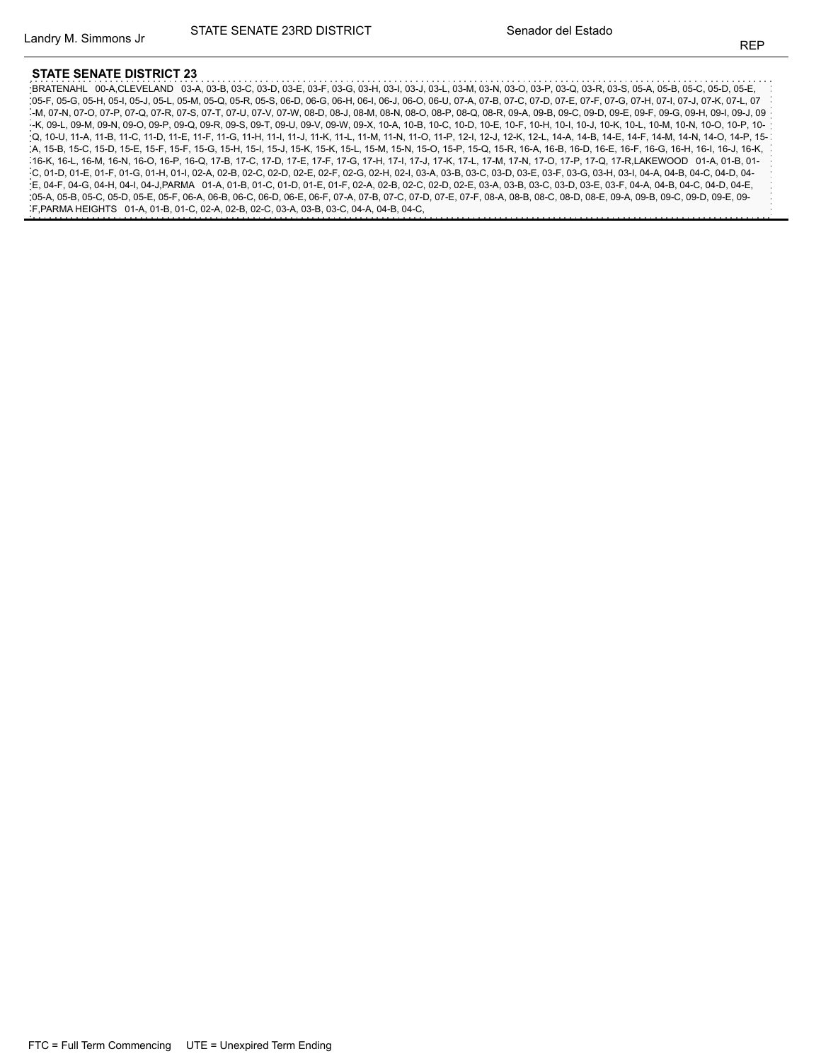Landry M. Simmons Jr | STATE SENATE 23RD DISTRICT | Senador del Estado | REP

**STATE SENATE DISTRICT 23**

BRATENAHL 00-A,CLEVELAND 03-A, 03-B, 03-C, 03-D, 03-E, 03-F, 03-G, 03-H, 03-I, 03-J, 03-L, 03-M, 03-N, 03-O, 03-P, 03-Q, 03-R, 03-S, 05-A, 05-B, 05-C, 05-D, 05-E, 05-F, 05-G, 05-H, 05-I, 05-J, 05-L, 05-M, 05-Q, 05-R, 05-S, 06-D, 06-G, 06-H, 06-I, 06-J, 06-O, 06-U, 07-A, 07-B, 07-C, 07-D, 07-E, 07-F, 07-G, 07-H, 07-I, 07-J, 07-K, 07-L, 07-M, 07-N, 07-O, 07-P, 07-Q, 07-R, 07-S, 07-T, 07-U, 07-V, 07-W, 08-D, 08-J, 08-M, 08-N, 08-O, 08-P, 08-Q, 08-R, 09-A, 09-B, 09-C, 09-D, 09-E, 09-F, 09-G, 09-H, 09-I, 09-J, 09-K, 09-L, 09-M, 09-N, 09-O, 09-P, 09-Q, 09-R, 09-S, 09-T, 09-U, 09-V, 09-W, 09-X, 10-A, 10-B, 10-C, 10-D, 10-E, 10-F, 10-H, 10-I, 10-J, 10-K, 10-L, 10-M, 10-N, 10-O, 10-P, 10-Q, 10-U, 11-A, 11-B, 11-C, 11-D, 11-E, 11-F, 11-G, 11-H, 11-I, 11-J, 11-K, 11-L, 11-M, 11-N, 11-O, 11-P, 12-I, 12-J, 12-K, 12-L, 14-A, 14-B, 14-E, 14-F, 14-M, 14-N, 14-O, 14-P, 15-A, 15-B, 15-C, 15-D, 15-E, 15-F, 15-F, 15-G, 15-H, 15-I, 15-J, 15-K, 15-K, 15-L, 15-M, 15-N, 15-O, 15-P, 15-Q, 15-R, 16-A, 16-B, 16-D, 16-E, 16-F, 16-G, 16-H, 16-I, 16-J, 16-K, 16-K, 16-L, 16-M, 16-N, 16-O, 16-P, 16-Q, 17-B, 17-C, 17-D, 17-E, 17-F, 17-G, 17-H, 17-I, 17-J, 17-K, 17-L, 17-M, 17-N, 17-O, 17-P, 17-Q, 17-R,LAKEWOOD 01-A, 01-B, 01-C, 01-D, 01-E, 01-F, 01-G, 01-H, 01-I, 02-A, 02-B, 02-C, 02-D, 02-E, 02-F, 02-G, 02-H, 02-I, 03-A, 03-B, 03-C, 03-D, 03-E, 03-F, 03-G, 03-H, 03-I, 04-A, 04-B, 04-C, 04-D, 04-E, 04-F, 04-G, 04-H, 04-I, 04-J,PARMA 01-A, 01-B, 01-C, 01-D, 01-E, 01-F, 02-A, 02-B, 02-C, 02-D, 02-E, 03-A, 03-B, 03-C, 03-D, 03-E, 03-F, 04-A, 04-B, 04-C, 04-D, 04-E, 05-A, 05-B, 05-C, 05-D, 05-E, 05-F, 06-A, 06-B, 06-C, 06-D, 06-E, 06-F, 07-A, 07-B, 07-C, 07-D, 07-E, 07-F, 08-A, 08-B, 08-C, 08-D, 08-E, 09-A, 09-B, 09-C, 09-D, 09-E, 09-F,PARMA HEIGHTS 01-A, 01-B, 01-C, 02-A, 02-B, 02-C, 03-A, 03-B, 03-C, 04-A, 04-B, 04-C,

FTC = Full Term Commencing UTE = Unexpired Term Ending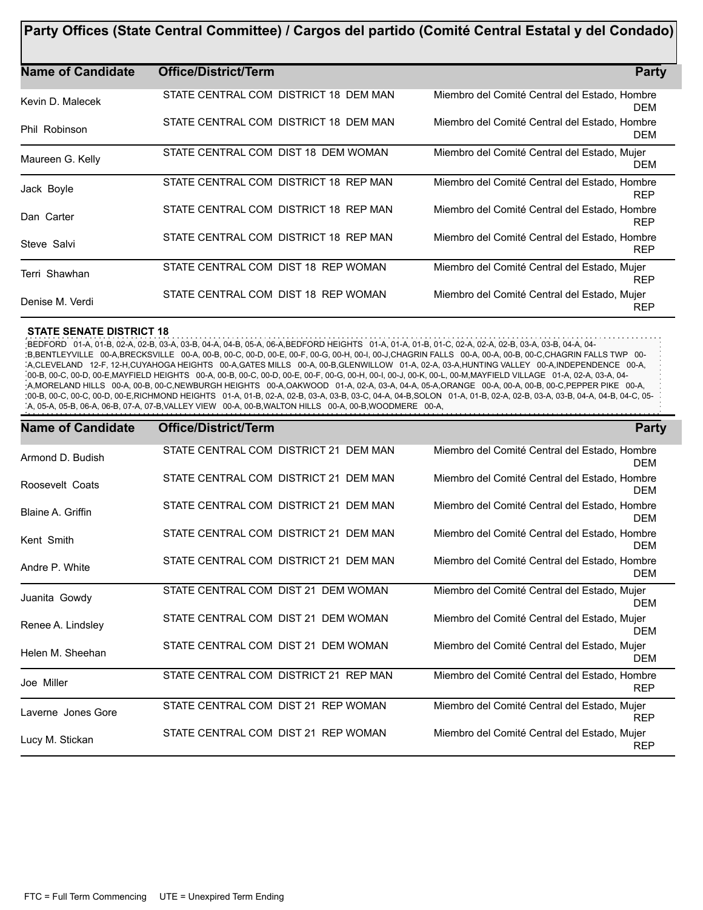## Party Offices (State Central Committee) / Cargos del partido (Comité Central Estatal y del Condado)

| Name of Candidate | Office/District/Term | Party |
|---|---|---|
| Kevin D. Malecek | STATE CENTRAL COM DISTRICT 18 DEM MAN | Miembro del Comité Central del Estado, Hombre DEM |
| Phil Robinson | STATE CENTRAL COM DISTRICT 18 DEM MAN | Miembro del Comité Central del Estado, Hombre DEM |
| Maureen G. Kelly | STATE CENTRAL COM DIST 18 DEM WOMAN | Miembro del Comité Central del Estado, Mujer DEM |
| Jack Boyle | STATE CENTRAL COM DISTRICT 18 REP MAN | Miembro del Comité Central del Estado, Hombre REP |
| Dan Carter | STATE CENTRAL COM DISTRICT 18 REP MAN | Miembro del Comité Central del Estado, Hombre REP |
| Steve Salvi | STATE CENTRAL COM DISTRICT 18 REP MAN | Miembro del Comité Central del Estado, Hombre REP |
| Terri Shawhan | STATE CENTRAL COM DIST 18 REP WOMAN | Miembro del Comité Central del Estado, Mujer REP |
| Denise M. Verdi | STATE CENTRAL COM DIST 18 REP WOMAN | Miembro del Comité Central del Estado, Mujer REP |

### STATE SENATE DISTRICT 18

BEDFORD 01-A, 01-B, 02-A, 02-B, 03-A, 03-B, 04-A, 04-B, 05-A, 06-A,BEDFORD HEIGHTS 01-A, 01-A, 01-B, 01-C, 02-A, 02-A, 02-B, 03-A, 03-B, 04-A, 04-B,BENTLEYVILLE 00-A,BRECKSVILLE 00-A, 00-B, 00-C, 00-D, 00-E, 00-F, 00-G, 00-H, 00-I, 00-J,CHAGRIN FALLS 00-A, 00-A, 00-B, 00-C,CHAGRIN FALLS TWP 00-A,CLEVELAND 12-F, 12-H,CUYAHOGA HEIGHTS 00-A,GATES MILLS 00-A, 00-B,GLENWILLOW 01-A, 02-A, 03-A,HUNTING VALLEY 00-A,INDEPENDENCE 00-A, 00-B, 00-C, 00-D, 00-E,MAYFIELD HEIGHTS 00-A, 00-B, 00-C, 00-D, 00-E, 00-F, 00-G, 00-H, 00-I, 00-J, 00-K, 00-L, 00-M,MAYFIELD VILLAGE 01-A, 02-A, 03-A, 04-A,MORELAND HILLS 00-A, 00-B, 00-C,NEWBURGH HEIGHTS 00-A,OAKWOOD 01-A, 02-A, 03-A, 04-A, 05-A,ORANGE 00-A, 00-A, 00-B, 00-C,PEPPER PIKE 00-A, 00-B, 00-C, 00-C, 00-D, 00-E,RICHMOND HEIGHTS 01-A, 01-B, 02-A, 02-B, 03-A, 03-B, 03-C, 04-A, 04-B,SOLON 01-A, 01-B, 02-A, 02-B, 03-A, 03-B, 04-A, 04-B, 04-C, 05-A, 05-A, 05-B, 06-A, 06-B, 07-A, 07-B,VALLEY VIEW 00-A, 00-B,WALTON HILLS 00-A, 00-B,WOODMERE 00-A,

| Name of Candidate | Office/District/Term | Party |
|---|---|---|
| Armond D. Budish | STATE CENTRAL COM DISTRICT 21 DEM MAN | Miembro del Comité Central del Estado, Hombre DEM |
| Roosevelt Coats | STATE CENTRAL COM DISTRICT 21 DEM MAN | Miembro del Comité Central del Estado, Hombre DEM |
| Blaine A. Griffin | STATE CENTRAL COM DISTRICT 21 DEM MAN | Miembro del Comité Central del Estado, Hombre DEM |
| Kent Smith | STATE CENTRAL COM DISTRICT 21 DEM MAN | Miembro del Comité Central del Estado, Hombre DEM |
| Andre P. White | STATE CENTRAL COM DISTRICT 21 DEM MAN | Miembro del Comité Central del Estado, Hombre DEM |
| Juanita Gowdy | STATE CENTRAL COM DIST 21 DEM WOMAN | Miembro del Comité Central del Estado, Mujer DEM |
| Renee A. Lindsley | STATE CENTRAL COM DIST 21 DEM WOMAN | Miembro del Comité Central del Estado, Mujer DEM |
| Helen M. Sheehan | STATE CENTRAL COM DIST 21 DEM WOMAN | Miembro del Comité Central del Estado, Mujer DEM |
| Joe Miller | STATE CENTRAL COM DISTRICT 21 REP MAN | Miembro del Comité Central del Estado, Hombre REP |
| Laverne Jones Gore | STATE CENTRAL COM DIST 21 REP WOMAN | Miembro del Comité Central del Estado, Mujer REP |
| Lucy M. Stickan | STATE CENTRAL COM DIST 21 REP WOMAN | Miembro del Comité Central del Estado, Mujer REP |

FTC = Full Term Commencing UTE = Unexpired Term Ending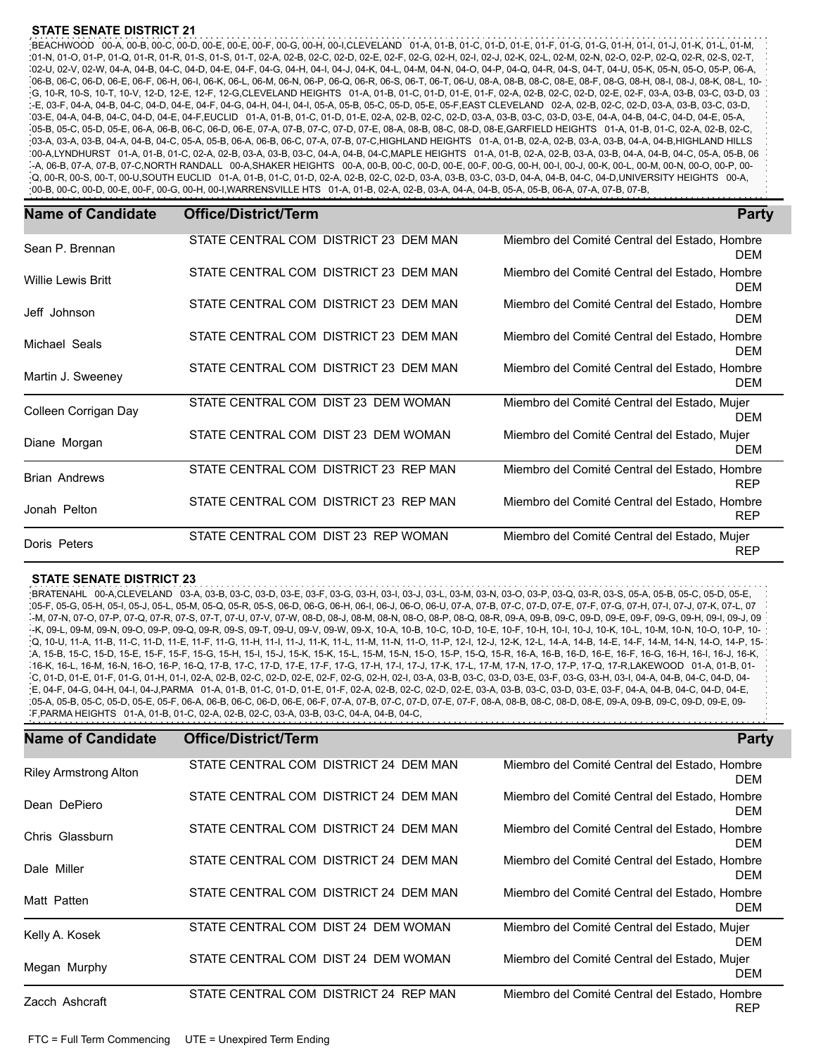**STATE SENATE DISTRICT 21**

BEACHWOOD 00-A, 00-B, 00-C, 00-D, 00-E, 00-E, 00-F, 00-G, 00-H, 00-I,CLEVELAND 01-A, 01-B, 01-C, 01-D, 01-E, 01-F, 01-G, 01-G, 01-H, 01-I, 01-J, 01-K, 01-L, 01-M, 01-N, 01-O, 01-P, 01-Q, 01-R, 01-R, 01-S, 01-S, 01-T, 02-A, 02-B, 02-C, 02-D, 02-E, 02-F, 02-G, 02-H, 02-I, 02-J, 02-K, 02-L, 02-M, 02-N, 02-O, 02-P, 02-Q, 02-R, 02-S, 02-T, 02-U, 02-V, 02-W, 04-A, 04-B, 04-C, 04-D, 04-E, 04-F, 04-G, 04-H, 04-I, 04-J, 04-K, 04-L, 04-M, 04-N, 04-O, 04-P, 04-Q, 04-R, 04-S, 04-T, 04-U, 05-K, 05-N, 05-O, 05-P, 06-A, 06-B, 06-C, 06-D, 06-E, 06-F, 06-H, 06-I, 06-K, 06-L, 06-M, 06-N, 06-P, 06-Q, 06-R, 06-S, 06-T, 06-U, 08-A, 08-B, 08-C, 08-E, 08-F, 08-G, 08-H, 08-I, 08-J, 08-K, 08-L, 10-G, 10-R, 10-S, 10-T, 10-V, 12-D, 12-E, 12-F, 12-G,CLEVELAND HEIGHTS 01-A, 01-B, 01-C, 01-D, 01-E, 01-F, 02-A, 02-B, 02-C, 02-D, 02-E, 02-F, 03-A, 03-B, 03-C, 03-D, 03-E, 03-F, 04-A, 04-B, 04-C, 04-D, 04-E, 04-F, 04-G, 04-H, 04-I, 04-I, 05-A, 05-B, 05-C, 05-D, 05-E, 05-F,EAST CLEVELAND 02-A, 02-B, 02-C, 02-D, 03-A, 03-B, 03-C, 03-D, 03-E, 04-A, 04-B, 04-C, 04-D, 04-E, 04-F,EUCLID 01-A, 01-B, 01-C, 01-D, 01-E, 02-A, 02-B, 02-C, 02-D, 03-A, 03-B, 03-C, 03-D, 03-E, 04-A, 04-B, 04-C, 04-D, 04-E, 05-A, 05-B, 05-C, 05-D, 05-E, 06-A, 06-B, 06-C, 06-D, 06-E, 07-A, 07-B, 07-C, 07-D, 07-E, 08-A, 08-B, 08-C, 08-D, 08-E,GARFIELD HEIGHTS 01-A, 01-B, 01-C, 02-A, 02-B, 02-C, 03-A, 03-A, 03-B, 04-A, 04-B, 04-C, 05-A, 05-B, 06-A, 06-B, 06-C, 07-A, 07-B, 07-C,HIGHLAND HEIGHTS 01-A, 01-B, 02-A, 02-B, 03-A, 03-B, 04-A, 04-B,HIGHLAND HILLS 00-A,LYNDHURST 01-A, 01-B, 01-C, 02-A, 02-B, 03-A, 03-B, 03-C, 04-A, 04-B, 04-C,MAPLE HEIGHTS 01-A, 01-B, 02-A, 02-B, 03-A, 03-B, 04-A, 04-B, 04-C, 05-A, 05-B, 06-A, 06-B, 07-A, 07-B, 07-C,NORTH RANDALL 00-A,SHAKER HEIGHTS 00-A, 00-B, 00-C, 00-D, 00-E, 00-F, 00-G, 00-H, 00-I, 00-J, 00-K, 00-L, 00-M, 00-N, 00-O, 00-P, 00-Q, 00-R, 00-S, 00-T, 00-U,SOUTH EUCLID 01-A, 01-B, 01-C, 01-D, 02-A, 02-B, 02-C, 02-D, 03-A, 03-B, 03-C, 03-D, 04-A, 04-B, 04-C, 04-D,UNIVERSITY HEIGHTS 00-A, 00-B, 00-C, 00-D, 00-E, 00-F, 00-G, 00-H, 00-I,WARRENSVILLE HTS 01-A, 01-B, 02-A, 02-B, 03-A, 04-A, 04-B, 05-A, 05-B, 06-A, 07-A, 07-B, 07-B,

| Name of Candidate | Office/District/Term | | Party |
|---|---|---|---|
| Sean P. Brennan | STATE CENTRAL COM DISTRICT 23 DEM MAN | Miembro del Comité Central del Estado, Hombre | DEM |
| Willie Lewis Britt | STATE CENTRAL COM DISTRICT 23 DEM MAN | Miembro del Comité Central del Estado, Hombre | DEM |
| Jeff Johnson | STATE CENTRAL COM DISTRICT 23 DEM MAN | Miembro del Comité Central del Estado, Hombre | DEM |
| Michael Seals | STATE CENTRAL COM DISTRICT 23 DEM MAN | Miembro del Comité Central del Estado, Hombre | DEM |
| Martin J. Sweeney | STATE CENTRAL COM DISTRICT 23 DEM MAN | Miembro del Comité Central del Estado, Hombre | DEM |
| Colleen Corrigan Day | STATE CENTRAL COM DIST 23 DEM WOMAN | Miembro del Comité Central del Estado, Mujer | DEM |
| Diane Morgan | STATE CENTRAL COM DIST 23 DEM WOMAN | Miembro del Comité Central del Estado, Mujer | DEM |
| Brian Andrews | STATE CENTRAL COM DISTRICT 23 REP MAN | Miembro del Comité Central del Estado, Hombre | REP |
| Jonah Pelton | STATE CENTRAL COM DISTRICT 23 REP MAN | Miembro del Comité Central del Estado, Hombre | REP |
| Doris Peters | STATE CENTRAL COM DIST 23 REP WOMAN | Miembro del Comité Central del Estado, Mujer | REP |

**STATE SENATE DISTRICT 23**

BRATENAHL 00-A,CLEVELAND 03-A, 03-B, 03-C, 03-D, 03-E, 03-F, 03-G, 03-H, 03-I, 03-J, 03-L, 03-M, 03-N, 03-O, 03-P, 03-Q, 03-R, 03-S, 05-A, 05-B, 05-C, 05-D, 05-E, 05-F, 05-G, 05-H, 05-I, 05-J, 05-L, 05-M, 05-Q, 05-R, 05-S, 06-D, 06-G, 06-H, 06-I, 06-J, 06-O, 06-U, 07-A, 07-B, 07-C, 07-D, 07-E, 07-F, 07-G, 07-H, 07-I, 07-J, 07-K, 07-L, 07-M, 07-N, 07-O, 07-P, 07-Q, 07-R, 07-S, 07-T, 07-U, 07-V, 07-W, 08-D, 08-J, 08-M, 08-N, 08-O, 08-P, 08-Q, 08-R, 09-A, 09-B, 09-C, 09-D, 09-E, 09-F, 09-G, 09-H, 09-I, 09-J, 09-K, 09-L, 09-M, 09-N, 09-O, 09-P, 09-Q, 09-R, 09-S, 09-T, 09-U, 09-V, 09-W, 09-X, 10-A, 10-B, 10-C, 10-D, 10-E, 10-F, 10-H, 10-I, 10-J, 10-K, 10-L, 10-M, 10-N, 10-O, 10-P, 10-Q, 10-U, 11-A, 11-B, 11-C, 11-D, 11-E, 11-F, 11-G, 11-H, 11-I, 11-J, 11-K, 11-L, 11-M, 11-N, 11-O, 11-P, 12-I, 12-J, 12-K, 12-L, 14-A, 14-B, 14-E, 14-F, 14-M, 14-N, 14-O, 14-P, 15-A, 15-B, 15-C, 15-D, 15-E, 15-F, 15-F, 15-G, 15-H, 15-I, 15-J, 15-K, 15-K, 15-L, 15-M, 15-N, 15-O, 15-P, 15-Q, 15-R, 16-A, 16-B, 16-D, 16-E, 16-F, 16-G, 16-H, 16-I, 16-J, 16-K, 16-K, 16-L, 16-M, 16-N, 16-O, 16-P, 16-Q, 17-B, 17-C, 17-D, 17-E, 17-F, 17-G, 17-H, 17-I, 17-J, 17-K, 17-L, 17-M, 17-N, 17-O, 17-P, 17-Q, 17-R,LAKEWOOD 01-A, 01-B, 01-C, 01-D, 01-E, 01-F, 01-G, 01-H, 01-I, 02-A, 02-B, 02-C, 02-D, 02-E, 02-F, 02-G, 02-H, 02-I, 03-A, 03-B, 03-C, 03-D, 03-E, 03-F, 03-G, 03-H, 03-I, 04-A, 04-B, 04-C, 04-D, 04-E, 04-F, 04-G, 04-H, 04-I, 04-J,PARMA 01-A, 01-B, 01-C, 01-D, 01-E, 01-F, 02-A, 02-B, 02-C, 02-D, 02-E, 03-A, 03-B, 03-C, 03-D, 03-E, 03-F, 04-A, 04-B, 04-C, 04-D, 04-E, 05-A, 05-B, 05-C, 05-D, 05-E, 05-F, 06-A, 06-B, 06-C, 06-D, 06-E, 06-F, 07-A, 07-B, 07-C, 07-D, 07-E, 07-F, 08-A, 08-B, 08-C, 08-D, 08-E, 09-A, 09-B, 09-C, 09-D, 09-E, 09-F,PARMA HEIGHTS 01-A, 01-B, 01-C, 02-A, 02-B, 02-C, 03-A, 03-B, 03-C, 04-A, 04-B, 04-C,

| Name of Candidate | Office/District/Term | | Party |
|---|---|---|---|
| Riley Armstrong Alton | STATE CENTRAL COM DISTRICT 24 DEM MAN | Miembro del Comité Central del Estado, Hombre | DEM |
| Dean DePiero | STATE CENTRAL COM DISTRICT 24 DEM MAN | Miembro del Comité Central del Estado, Hombre | DEM |
| Chris Glassburn | STATE CENTRAL COM DISTRICT 24 DEM MAN | Miembro del Comité Central del Estado, Hombre | DEM |
| Dale Miller | STATE CENTRAL COM DISTRICT 24 DEM MAN | Miembro del Comité Central del Estado, Hombre | DEM |
| Matt Patten | STATE CENTRAL COM DISTRICT 24 DEM MAN | Miembro del Comité Central del Estado, Hombre | DEM |
| Kelly A. Kosek | STATE CENTRAL COM DIST 24 DEM WOMAN | Miembro del Comité Central del Estado, Mujer | DEM |
| Megan Murphy | STATE CENTRAL COM DIST 24 DEM WOMAN | Miembro del Comité Central del Estado, Mujer | DEM |
| Zacch Ashcraft | STATE CENTRAL COM DISTRICT 24 REP MAN | Miembro del Comité Central del Estado, Hombre | REP |

FTC = Full Term Commencing UTE = Unexpired Term Ending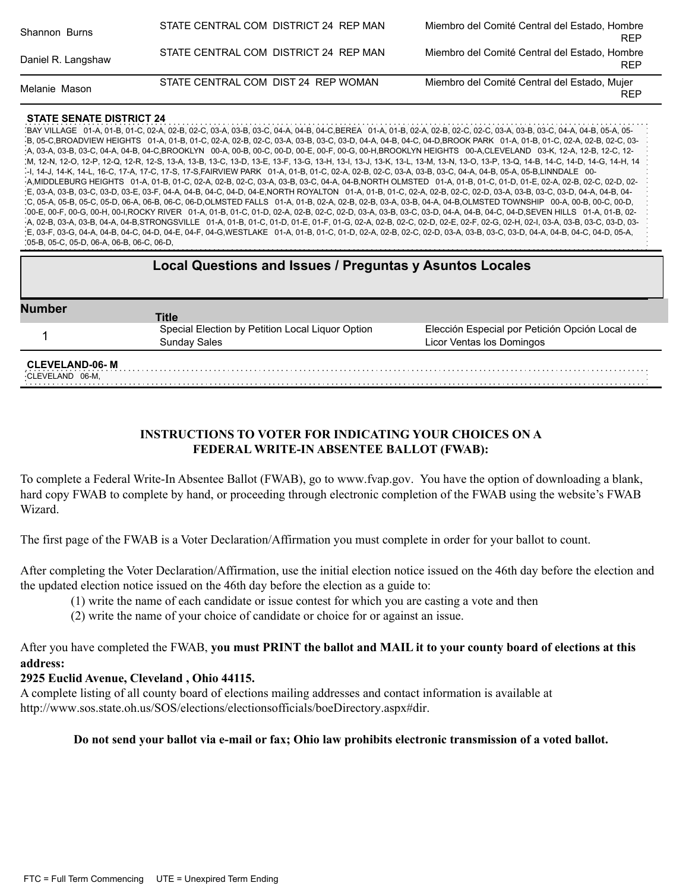| | | |
|---|---|---|
| Shannon Burns | STATE CENTRAL COM DISTRICT 24 REP MAN | Miembro del Comité Central del Estado, Hombre REP |
| Daniel R. Langshaw | STATE CENTRAL COM DISTRICT 24 REP MAN | Miembro del Comité Central del Estado, Hombre REP |
| Melanie Mason | STATE CENTRAL COM DIST 24 REP WOMAN | Miembro del Comité Central del Estado, Mujer REP |

**STATE SENATE DISTRICT 24**

BAY VILLAGE 01-A, 01-B, 01-C, 02-A, 02-B, 02-C, 03-A, 03-B, 03-C, 04-A, 04-B, 04-C,BEREA 01-A, 01-B, 02-A, 02-B, 02-C, 02-C, 03-A, 03-B, 03-C, 04-A, 04-B, 05-A, 05-B, 05-C,BROADVIEW HEIGHTS 01-A, 01-B, 01-C, 02-A, 02-B, 02-C, 03-A, 03-B, 03-C, 03-D, 04-A, 04-B, 04-C, 04-D,BROOK PARK 01-A, 01-B, 01-C, 02-A, 02-B, 02-C, 03-A, 03-B, 03-C, 04-A, 04-B, 04-C,BROOKLYN 00-A, 00-B, 00-C, 00-D, 00-E, 00-F, 00-G, 00-H,BROOKLYN HEIGHTS 00-A,CLEVELAND 03-K, 12-A, 12-B, 12-C, 12-M, 12-N, 12-O, 12-P, 12-Q, 12-R, 12-S, 13-A, 13-B, 13-C, 13-D, 13-E, 13-F, 13-G, 13-H, 13-I, 13-J, 13-K, 13-L, 13-M, 13-N, 13-O, 13-P, 13-Q, 14-B, 14-C, 14-D, 14-G, 14-H, 14-I, 14-J, 14-K, 14-L, 16-C, 17-A, 17-C, 17-S, 17-S,FAIRVIEW PARK 01-A, 01-B, 01-C, 02-A, 02-B, 02-C, 03-A, 03-B, 03-C, 04-A, 04-B, 05-A, 05-B,LINNDALE 00-A,MIDDLEBURG HEIGHTS 01-A, 01-B, 01-C, 02-A, 02-B, 02-C, 03-A, 03-B, 03-C, 04-A, 04-B,NORTH OLMSTED 01-A, 01-B, 01-C, 01-D, 01-E, 02-A, 02-B, 02-C, 02-D, 02-E, 03-A, 03-B, 03-C, 03-D, 03-E, 03-F, 04-A, 04-B, 04-C, 04-D, 04-E,NORTH ROYALTON 01-A, 01-B, 01-C, 02-A, 02-B, 02-C, 02-D, 03-A, 03-B, 03-C, 03-D, 04-A, 04-B, 04-C, 05-A, 05-B, 05-C, 05-D, 06-A, 06-B, 06-C, 06-D,OLMSTED FALLS 01-A, 01-B, 02-A, 02-B, 02-B, 03-A, 03-B, 04-A, 04-B,OLMSTED TOWNSHIP 00-A, 00-B, 00-C, 00-D, 00-E, 00-F, 00-G, 00-H, 00-I,ROCKY RIVER 01-A, 01-B, 01-C, 01-D, 02-A, 02-B, 02-C, 02-D, 03-A, 03-B, 03-C, 03-D, 04-A, 04-B, 04-C, 04-D,SEVEN HILLS 01-A, 01-B, 02-A, 02-B, 03-A, 03-B, 04-A, 04-B,STRONGSVILLE 01-A, 01-B, 01-C, 01-D, 01-E, 01-F, 01-G, 02-A, 02-B, 02-C, 02-D, 02-E, 02-F, 02-G, 02-H, 02-I, 03-A, 03-B, 03-C, 03-D, 03-E, 03-F, 03-G, 04-A, 04-B, 04-C, 04-D, 04-E, 04-F, 04-G,WESTLAKE 01-A, 01-B, 01-C, 01-D, 02-A, 02-B, 02-C, 02-D, 03-A, 03-B, 03-C, 03-D, 04-A, 04-B, 04-C, 04-D, 05-A, 05-B, 05-C, 05-D, 06-A, 06-B, 06-C, 06-D,

## Local Questions and Issues / Preguntas y Asuntos Locales

| Number | Title | |
|---|---|---|
| 1 | Special Election by Petition Local Liquor Option Sunday Sales | Elección Especial por Petición Opción Local de Licor Ventas los Domingos |

**CLEVELAND-06- M**

CLEVELAND 06-M,

**INSTRUCTIONS TO VOTER FOR INDICATING YOUR CHOICES ON A FEDERAL WRITE-IN ABSENTEE BALLOT (FWAB):**

To complete a Federal Write-In Absentee Ballot (FWAB), go to www.fvap.gov. You have the option of downloading a blank, hard copy FWAB to complete by hand, or proceeding through electronic completion of the FWAB using the website's FWAB Wizard.

The first page of the FWAB is a Voter Declaration/Affirmation you must complete in order for your ballot to count.

After completing the Voter Declaration/Affirmation, use the initial election notice issued on the 46th day before the election and the updated election notice issued on the 46th day before the election as a guide to:

(1) write the name of each candidate or issue contest for which you are casting a vote and then
(2) write the name of your choice of candidate or choice for or against an issue.

After you have completed the FWAB, **you must PRINT the ballot and MAIL it to your county board of elections at this address:**
**2925 Euclid Avenue, Cleveland , Ohio 44115.**
A complete listing of all county board of elections mailing addresses and contact information is available at http://www.sos.state.oh.us/SOS/elections/electionsofficials/boeDirectory.aspx#dir.

**Do not send your ballot via e-mail or fax; Ohio law prohibits electronic transmission of a voted ballot.**

FTC = Full Term Commencing UTE = Unexpired Term Ending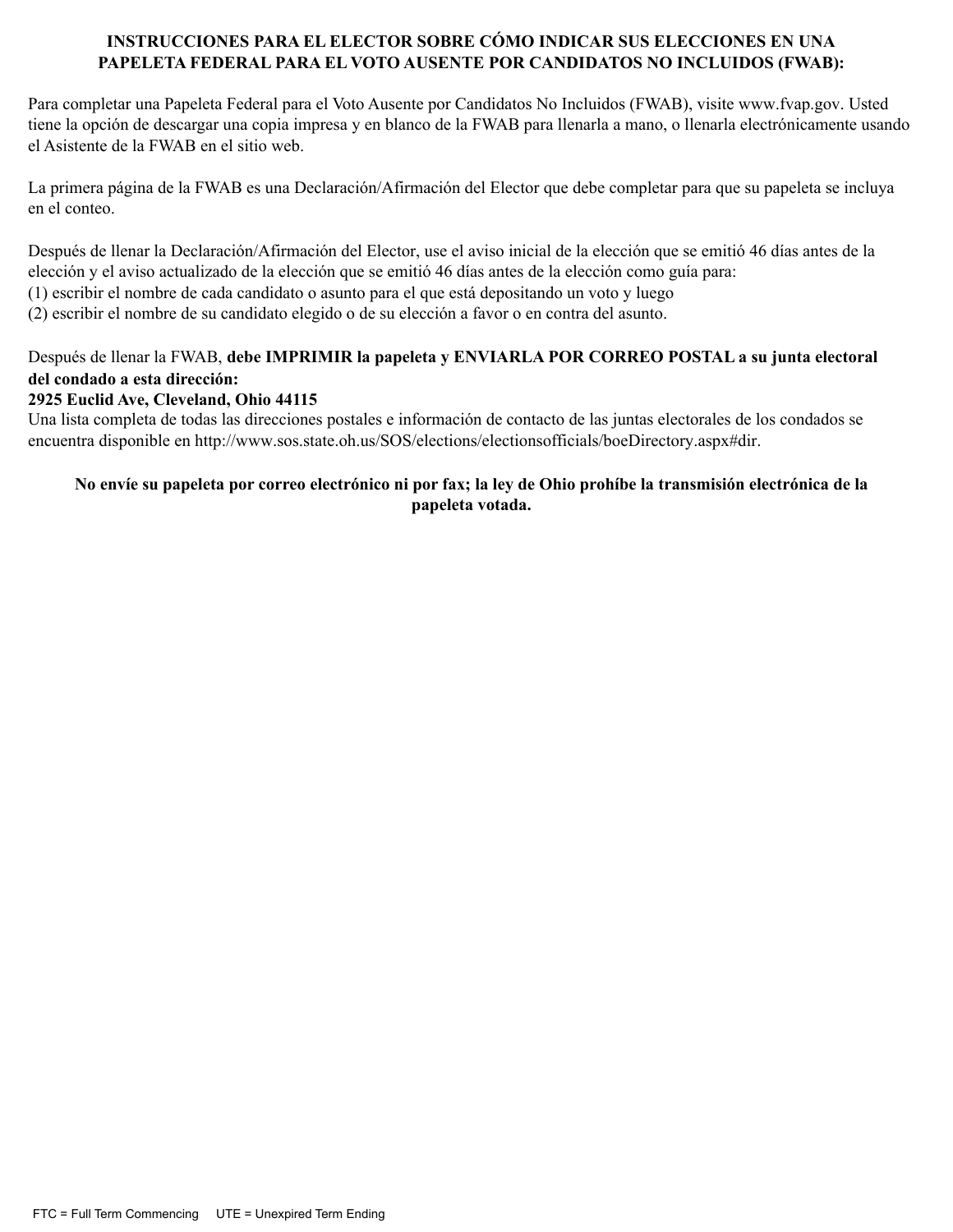# INSTRUCCIONES PARA EL ELECTOR SOBRE CÓMO INDICAR SUS ELECCIONES EN UNA PAPELETA FEDERAL PARA EL VOTO AUSENTE POR CANDIDATOS NO INCLUIDOS (FWAB):

Para completar una Papeleta Federal para el Voto Ausente por Candidatos No Incluidos (FWAB), visite www.fvap.gov. Usted tiene la opción de descargar una copia impresa y en blanco de la FWAB para llenarla a mano, o llenarla electrónicamente usando el Asistente de la FWAB en el sitio web.

La primera página de la FWAB es una Declaración/Afirmación del Elector que debe completar para que su papeleta se incluya en el conteo.

Después de llenar la Declaración/Afirmación del Elector, use el aviso inicial de la elección que se emitió 46 días antes de la elección y el aviso actualizado de la elección que se emitió 46 días antes de la elección como guía para:
(1) escribir el nombre de cada candidato o asunto para el que está depositando un voto y luego
(2) escribir el nombre de su candidato elegido o de su elección a favor o en contra del asunto.

Después de llenar la FWAB, **debe IMPRIMIR la papeleta y ENVIARLA POR CORREO POSTAL a su junta electoral del condado a esta dirección:**
**2925 Euclid Ave, Cleveland, Ohio 44115**
Una lista completa de todas las direcciones postales e información de contacto de las juntas electorales de los condados se encuentra disponible en http://www.sos.state.oh.us/SOS/elections/electionsofficials/boeDirectory.aspx#dir.

**No envíe su papeleta por correo electrónico ni por fax; la ley de Ohio prohíbe la transmisión electrónica de la papeleta votada.**

FTC = Full Term Commencing UTE = Unexpired Term Ending